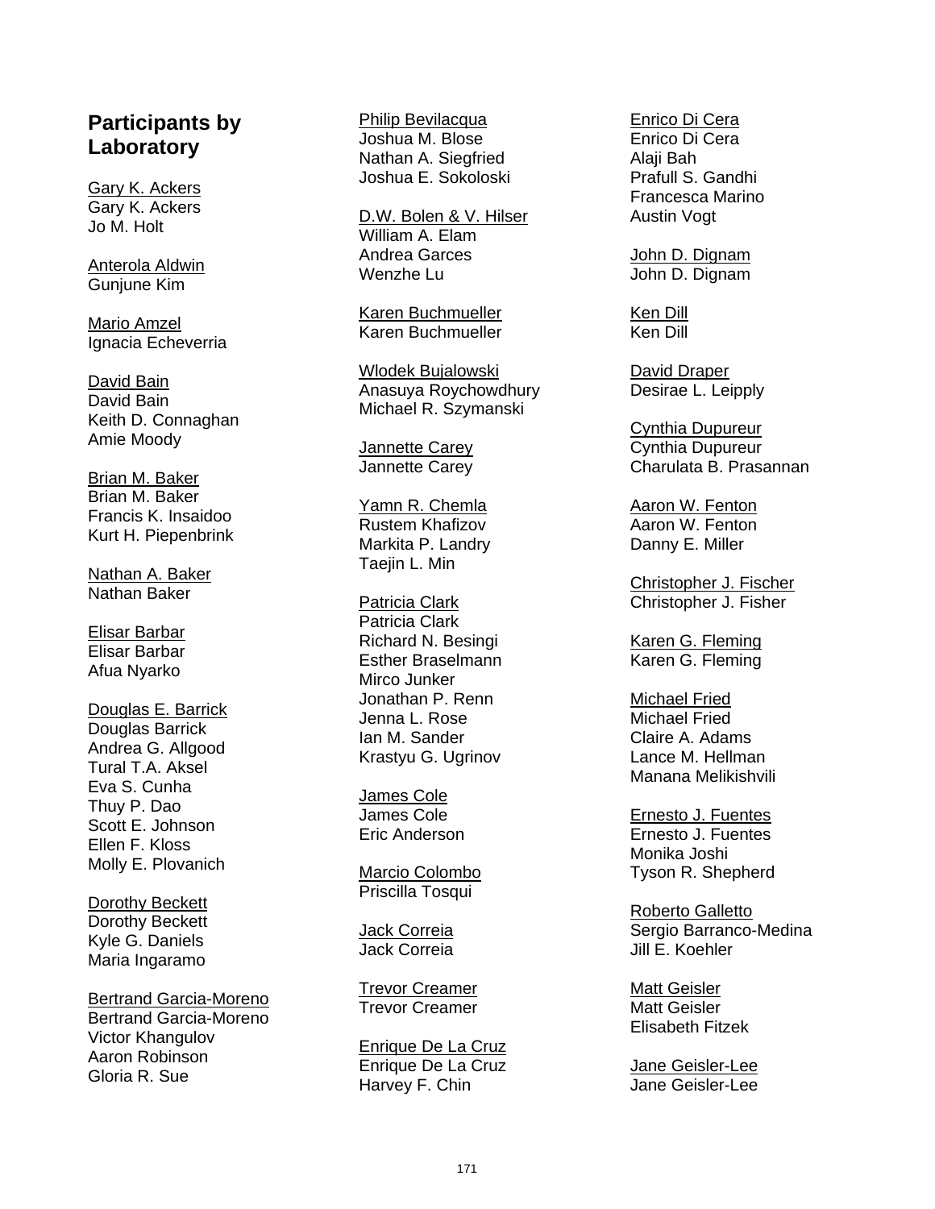## Participants by Laboratory

Gary K. Ackers
Gary K. Ackers
Jo M. Holt

Anterola Aldwin
Gunjune Kim

Mario Amzel
Ignacia Echeverria

David Bain
David Bain
Keith D. Connaghan
Amie Moody

Brian M. Baker
Brian M. Baker
Francis K. Insaidoo
Kurt H. Piepenbrink

Nathan A. Baker
Nathan Baker

Elisar Barbar
Elisar Barbar
Afua Nyarko

Douglas E. Barrick
Douglas Barrick
Andrea G. Allgood
Tural T.A. Aksel
Eva S. Cunha
Thuy P. Dao
Scott E. Johnson
Ellen F. Kloss
Molly E. Plovanich

Dorothy Beckett
Dorothy Beckett
Kyle G. Daniels
Maria Ingaramo

Bertrand Garcia-Moreno
Bertrand Garcia-Moreno
Victor Khangulov
Aaron Robinson
Gloria R. Sue

Philip Bevilacqua
Joshua M. Blose
Nathan A. Siegfried
Joshua E. Sokoloski

D.W. Bolen & V. Hilser
William A. Elam
Andrea Garces
Wenzhe Lu

Karen Buchmueller
Karen Buchmueller

Wlodek Bujalowski
Anasuya Roychowdhury
Michael R. Szymanski

Jannette Carey
Jannette Carey

Yamn R. Chemla
Rustem Khafizov
Markita P. Landry
Taejin L. Min

Patricia Clark
Patricia Clark
Richard N. Besingi
Esther Braselmann
Mirco Junker
Jonathan P. Renn
Jenna L. Rose
Ian M. Sander
Krastyu G. Ugrinov

James Cole
James Cole
Eric Anderson

Marcio Colombo
Priscilla Tosqui

Jack Correia
Jack Correia

Trevor Creamer
Trevor Creamer

Enrique De La Cruz
Enrique De La Cruz
Harvey F. Chin

Enrico Di Cera
Enrico Di Cera
Alaji Bah
Prafull S. Gandhi
Francesca Marino
Austin Vogt

John D. Dignam
John D. Dignam

Ken Dill
Ken Dill

David Draper
Desirae L. Leipply

Cynthia Dupureur
Cynthia Dupureur
Charulata B. Prasannan

Aaron W. Fenton
Aaron W. Fenton
Danny E. Miller

Christopher J. Fischer
Christopher J. Fisher

Karen G. Fleming
Karen G. Fleming

Michael Fried
Michael Fried
Claire A. Adams
Lance M. Hellman
Manana Melikishvili

Ernesto J. Fuentes
Ernesto J. Fuentes
Monika Joshi
Tyson R. Shepherd

Roberto Galletto
Sergio Barranco-Medina
Jill E. Koehler

Matt Geisler
Matt Geisler
Elisabeth Fitzek

Jane Geisler-Lee
Jane Geisler-Lee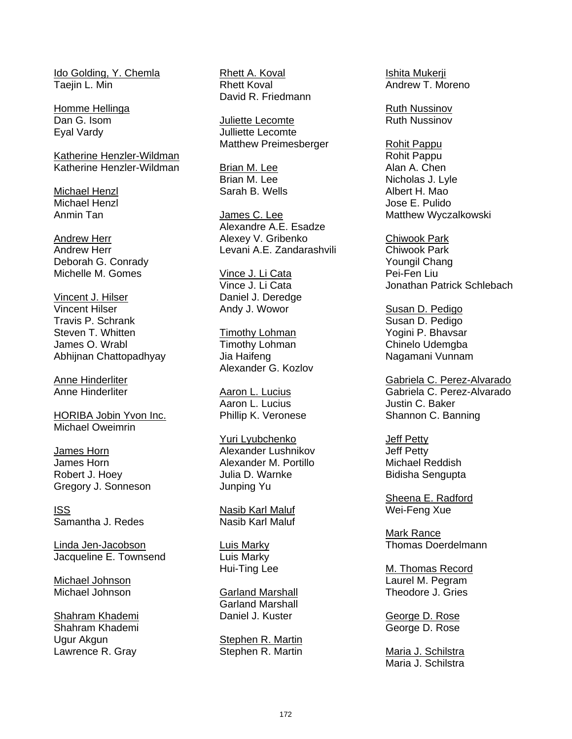<u>Ido Golding, Y. Chemla</u>
Taejin L. Min

<u>Homme Hellinga</u>
Dan G. Isom
Eyal Vardy

<u>Katherine Henzler-Wildman</u>
Katherine Henzler-Wildman

<u>Michael Henzl</u>
Michael Henzl
Anmin Tan

<u>Andrew Herr</u>
Andrew Herr
Deborah G. Conrady
Michelle M. Gomes

<u>Vincent J. Hilser</u>
Vincent Hilser
Travis P. Schrank
Steven T. Whitten
James O. Wrabl
Abhijnan Chattopadhyay

<u>Anne Hinderliter</u>
Anne Hinderliter

<u>HORIBA Jobin Yvon Inc.</u>
Michael Oweimrin

<u>James Horn</u>
James Horn
Robert J. Hoey
Gregory J. Sonneson

<u>ISS</u>
Samantha J. Redes

<u>Linda Jen-Jacobson</u>
Jacqueline E. Townsend

<u>Michael Johnson</u>
Michael Johnson

<u>Shahram Khademi</u>
Shahram Khademi
Ugur Akgun
Lawrence R. Gray

<u>Rhett A. Koval</u>
Rhett Koval
David R. Friedmann

<u>Juliette Lecomte</u>
Julliette Lecomte
Matthew Preimesberger

<u>Brian M. Lee</u>
Brian M. Lee
Sarah B. Wells

<u>James C. Lee</u>
Alexandre A.E. Esadze
Alexey V. Gribenko
Levani A.E. Zandarashvili

<u>Vince J. Li Cata</u>
Vince J. Li Cata
Daniel J. Deredge
Andy J. Wowor

<u>Timothy Lohman</u>
Timothy Lohman
Jia Haifeng
Alexander G. Kozlov

<u>Aaron L. Lucius</u>
Aaron L. Lucius
Phillip K. Veronese

<u>Yuri Lyubchenko</u>
Alexander Lushnikov
Alexander M. Portillo
Julia D. Warnke
Junping Yu

<u>Nasib Karl Maluf</u>
Nasib Karl Maluf

<u>Luis Marky</u>
Luis Marky
Hui-Ting Lee

<u>Garland Marshall</u>
Garland Marshall
Daniel J. Kuster

<u>Stephen R. Martin</u>
Stephen R. Martin

<u>Ishita Mukerji</u>
Andrew T. Moreno

<u>Ruth Nussinov</u>
Ruth Nussinov

<u>Rohit Pappu</u>
Rohit Pappu
Alan A. Chen
Nicholas J. Lyle
Albert H. Mao
Jose E. Pulido
Matthew Wyczalkowski

<u>Chiwook Park</u>
Chiwook Park
Youngil Chang
Pei-Fen Liu
Jonathan Patrick Schlebach

<u>Susan D. Pedigo</u>
Susan D. Pedigo
Yogini P. Bhavsar
Chinelo Udemgba
Nagamani Vunnam

<u>Gabriela C. Perez-Alvarado</u>
Gabriela C. Perez-Alvarado
Justin C. Baker
Shannon C. Banning

<u>Jeff Petty</u>
Jeff Petty
Michael Reddish
Bidisha Sengupta

<u>Sheena E. Radford</u>
Wei-Feng Xue

<u>Mark Rance</u>
Thomas Doerdelmann

<u>M. Thomas Record</u>
Laurel M. Pegram
Theodore J. Gries

<u>George D. Rose</u>
George D. Rose

<u>Maria J. Schilstra</u>
Maria J. Schilstra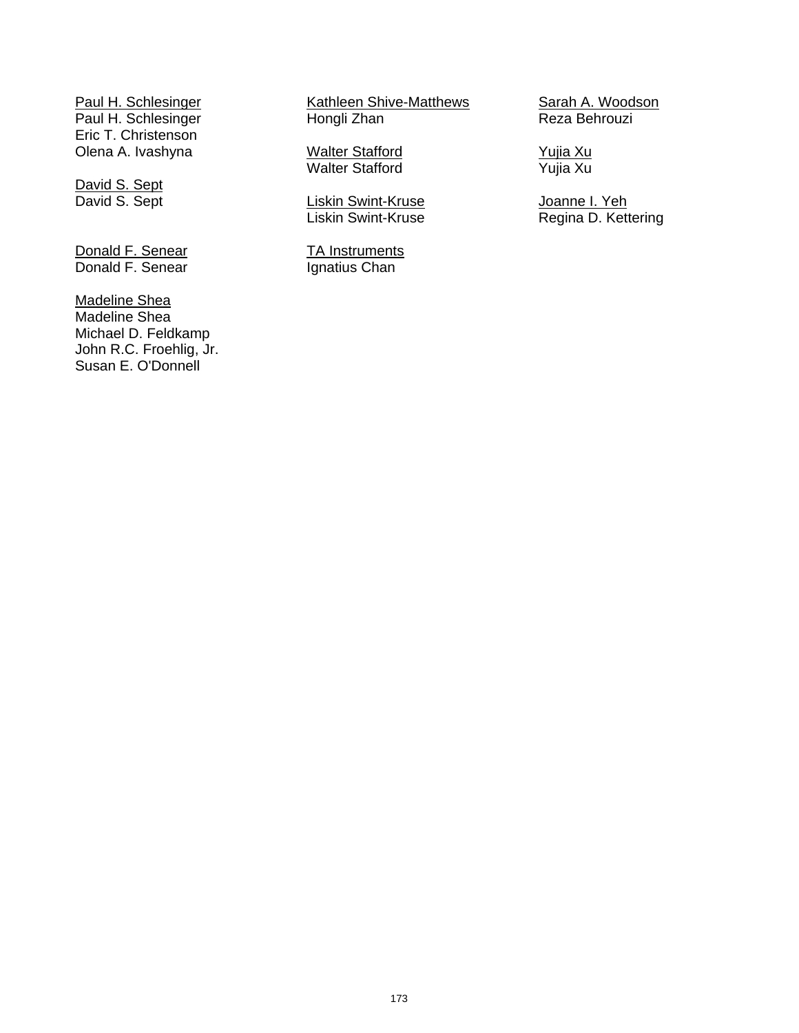<u>Paul H. Schlesinger</u>
Paul H. Schlesinger
Eric T. Christenson
Olena A. Ivashyna

<u>David S. Sept</u>
David S. Sept

<u>Donald F. Senear</u>
Donald F. Senear

<u>Madeline Shea</u>
Madeline Shea
Michael D. Feldkamp
John R.C. Froehlig, Jr.
Susan E. O'Donnell

<u>Kathleen Shive-Matthews</u>
Hongli Zhan

<u>Walter Stafford</u>
Walter Stafford

<u>Liskin Swint-Kruse</u>
Liskin Swint-Kruse

<u>TA Instruments</u>
Ignatius Chan

<u>Sarah A. Woodson</u>
Reza Behrouzi

<u>Yujia Xu</u>
Yujia Xu

<u>Joanne I. Yeh</u>
Regina D. Kettering